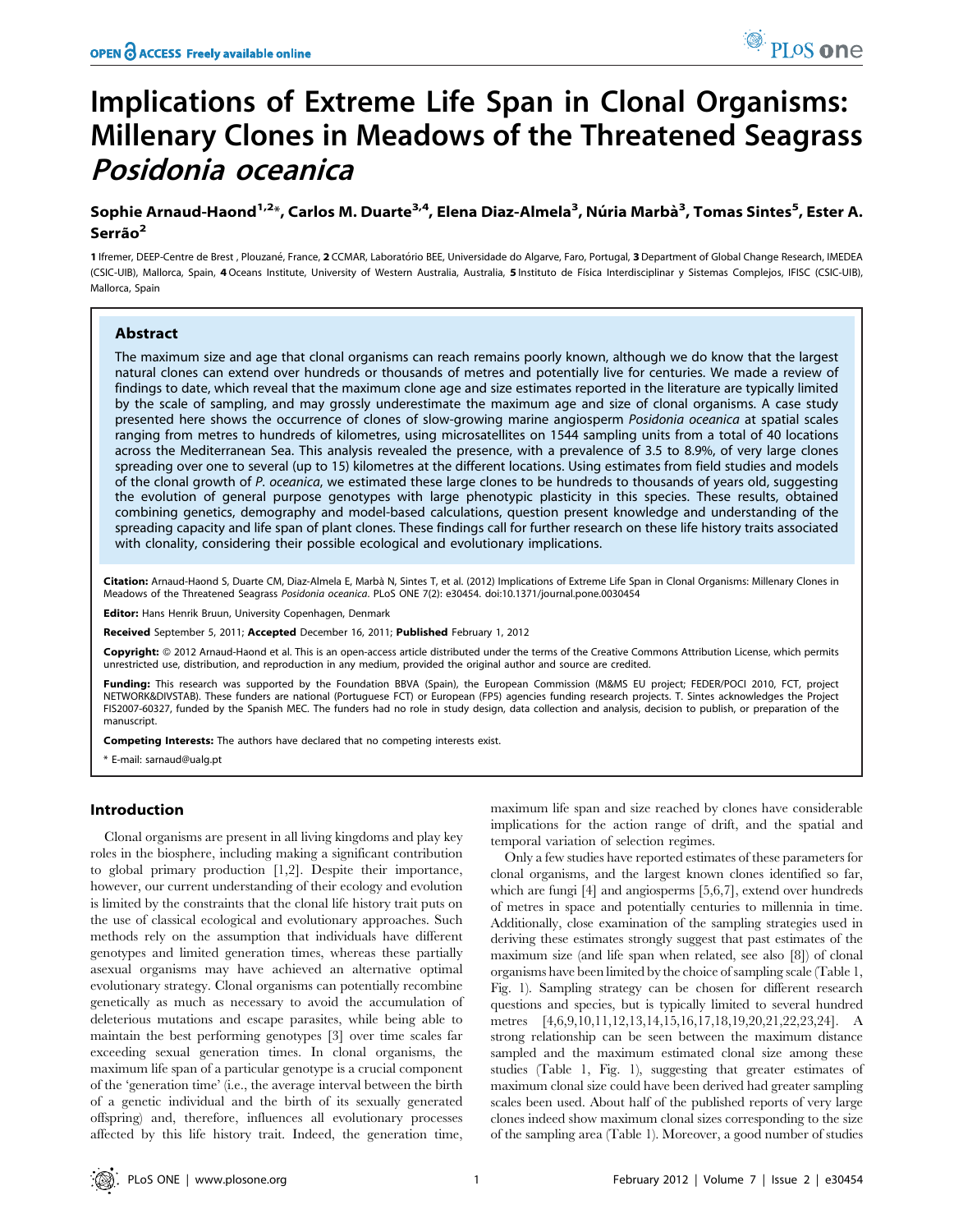# Implications of Extreme Life Span in Clonal Organisms: Millenary Clones in Meadows of the Threatened Seagrass *Posidonia oceanica*

**Sophie Arnaud-Haond[1,2]*, Carlos M. Duarte[3,4], Elena Diaz-Almela[3], Núria Marbà[3], Tomas Sintes[5], Ester A. Serrão[2]**

1 Ifremer, DEEP-Centre de Brest , Plouzané, France, 2 CCMAR, Laboratório BEE, Universidade do Algarve, Faro, Portugal, 3 Department of Global Change Research, IMEDEA (CSIC-UIB), Mallorca, Spain, 4 Oceans Institute, University of Western Australia, Australia, 5 Instituto de Física Interdisciplinar y Sistemas Complejos, IFISC (CSIC-UIB), Mallorca, Spain

## Abstract

The maximum size and age that clonal organisms can reach remains poorly known, although we do know that the largest natural clones can extend over hundreds or thousands of metres and potentially live for centuries. We made a review of findings to date, which reveal that the maximum clone age and size estimates reported in the literature are typically limited by the scale of sampling, and may grossly underestimate the maximum age and size of clonal organisms. A case study presented here shows the occurrence of clones of slow-growing marine angiosperm *Posidonia oceanica* at spatial scales ranging from metres to hundreds of kilometres, using microsatellites on 1544 sampling units from a total of 40 locations across the Mediterranean Sea. This analysis revealed the presence, with a prevalence of 3.5 to 8.9%, of very large clones spreading over one to several (up to 15) kilometres at the different locations. Using estimates from field studies and models of the clonal growth of *P. oceanica*, we estimated these large clones to be hundreds to thousands of years old, suggesting the evolution of general purpose genotypes with large phenotypic plasticity in this species. These results, obtained combining genetics, demography and model-based calculations, question present knowledge and understanding of the spreading capacity and life span of plant clones. These findings call for further research on these life history traits associated with clonality, considering their possible ecological and evolutionary implications.

**Citation:** Arnaud-Haond S, Duarte CM, Diaz-Almela E, Marbà N, Sintes T, et al. (2012) Implications of Extreme Life Span in Clonal Organisms: Millenary Clones in Meadows of the Threatened Seagrass *Posidonia oceanica*. PLoS ONE 7(2): e30454. doi:10.1371/journal.pone.0030454

**Editor:** Hans Henrik Bruun, University Copenhagen, Denmark

**Received** September 5, 2011; **Accepted** December 16, 2011; **Published** February 1, 2012

**Copyright:** © 2012 Arnaud-Haond et al. This is an open-access article distributed under the terms of the Creative Commons Attribution License, which permits unrestricted use, distribution, and reproduction in any medium, provided the original author and source are credited.

**Funding:** This research was supported by the Foundation BBVA (Spain), the European Commission (M&MS EU project; FEDER/POCI 2010, FCT, project NETWORK&DIVSTAB). These funders are national (Portuguese FCT) or European (FP5) agencies funding research projects. T. Sintes acknowledges the Project FIS2007-60327, funded by the Spanish MEC. The funders had no role in study design, data collection and analysis, decision to publish, or preparation of the manuscript.

**Competing Interests:** The authors have declared that no competing interests exist.

* E-mail: sarnaud@ualg.pt

## Introduction

Clonal organisms are present in all living kingdoms and play key roles in the biosphere, including making a significant contribution to global primary production [1,2]. Despite their importance, however, our current understanding of their ecology and evolution is limited by the constraints that the clonal life history trait puts on the use of classical ecological and evolutionary approaches. Such methods rely on the assumption that individuals have different genotypes and limited generation times, whereas these partially asexual organisms may have achieved an alternative optimal evolutionary strategy. Clonal organisms can potentially recombine genetically as much as necessary to avoid the accumulation of deleterious mutations and escape parasites, while being able to maintain the best performing genotypes [3] over time scales far exceeding sexual generation times. In clonal organisms, the maximum life span of a particular genotype is a crucial component of the 'generation time' (i.e., the average interval between the birth of a genetic individual and the birth of its sexually generated offspring) and, therefore, influences all evolutionary processes affected by this life history trait. Indeed, the generation time, maximum life span and size reached by clones have considerable implications for the action range of drift, and the spatial and temporal variation of selection regimes.

Only a few studies have reported estimates of these parameters for clonal organisms, and the largest known clones identified so far, which are fungi [4] and angiosperms [5,6,7], extend over hundreds of metres in space and potentially centuries to millennia in time. Additionally, close examination of the sampling strategies used in deriving these estimates strongly suggest that past estimates of the maximum size (and life span when related, see also [8]) of clonal organisms have been limited by the choice of sampling scale (Table 1, Fig. 1). Sampling strategy can be chosen for different research questions and species, but is typically limited to several hundred metres [4,6,9,10,11,12,13,14,15,16,17,18,19,20,21,22,23,24]. A strong relationship can be seen between the maximum distance sampled and the maximum estimated clonal size among these studies (Table 1, Fig. 1), suggesting that greater estimates of maximum clonal size could have been derived had greater sampling scales been used. About half of the published reports of very large clones indeed show maximum clonal sizes corresponding to the size of the sampling area (Table 1). Moreover, a good number of studies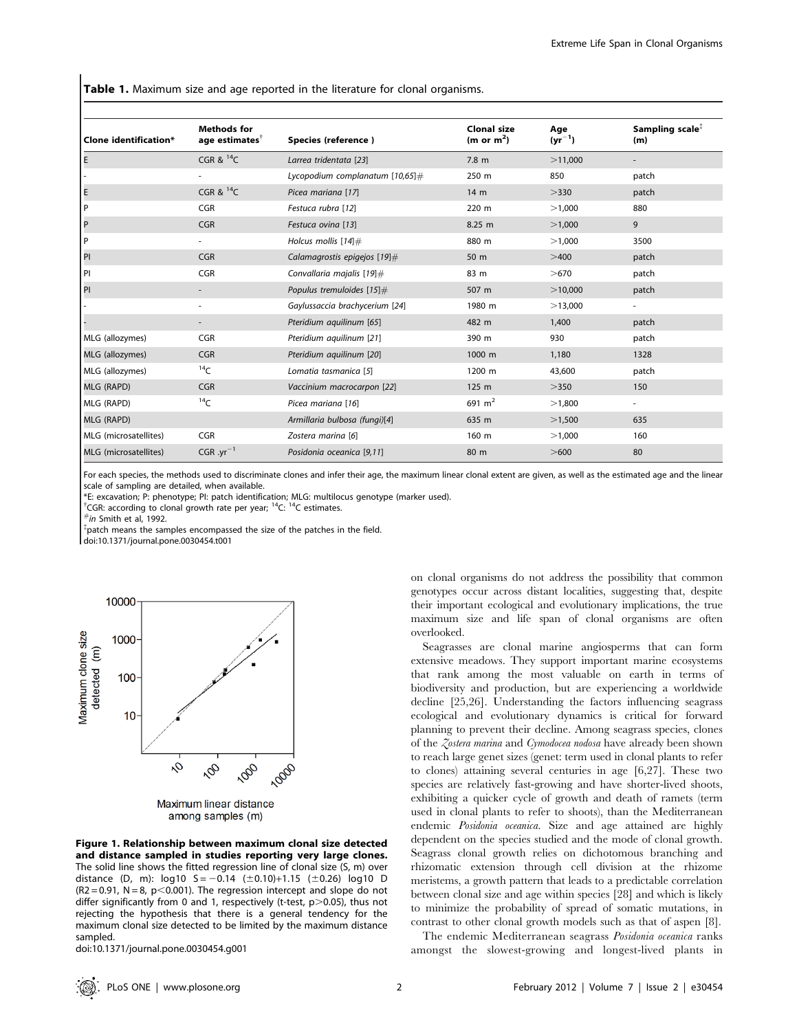**Table 1.** Maximum size and age reported in the literature for clonal organisms.

| Clone identification* | Methods for age estimates† | Species (reference ) | Clonal size (m or m$^2$) | Age (yr$^{-1}$) | Sampling scale‡ (m) |
|---|---|---|---|---|---|
| E | CGR & $^{14}$C | *Larrea tridentata* [23] | 7.8 m | >11,000 | - |
| - | - | *Lycopodium complanatum* [10,65]# | 250 m | 850 | patch |
| E | CGR & $^{14}$C | *Picea mariana* [17] | 14 m | >330 | patch |
| P | CGR | *Festuca rubra* [12] | 220 m | >1,000 | 880 |
| P | CGR | *Festuca ovina* [13] | 8.25 m | >1,000 | 9 |
| P | - | *Holcus mollis* [14]# | 880 m | >1,000 | 3500 |
| PI | CGR | *Calamagrostis epigejos* [19]# | 50 m | >400 | patch |
| PI | CGR | *Convallaria majalis* [19]# | 83 m | >670 | patch |
| PI | - | *Populus tremuloides* [15]# | 507 m | >10,000 | patch |
| - | - | *Gaylussaccia brachycerium* [24] | 1980 m | >13,000 | - |
| - | - | *Pteridium aquilinum* [65] | 482 m | 1,400 | patch |
| MLG (allozymes) | CGR | *Pteridium aquilinum* [21] | 390 m | 930 | patch |
| MLG (allozymes) | CGR | *Pteridium aquilinum* [20] | 1000 m | 1,180 | 1328 |
| MLG (allozymes) | $^{14}$C | *Lomatia tasmanica* [5] | 1200 m | 43,600 | patch |
| MLG (RAPD) | CGR | *Vaccinium macrocarpon* [22] | 125 m | >350 | 150 |
| MLG (RAPD) | $^{14}$C | *Picea mariana* [16] | 691 m$^2$ | >1,800 | - |
| MLG (RAPD) | | *Armillaria bulbosa (fungi)*[4] | 635 m | >1,500 | 635 |
| MLG (microsatellites) | CGR | *Zostera marina* [6] | 160 m | >1,000 | 160 |
| MLG (microsatellites) | CGR .yr$^{-1}$ | *Posidonia oceanica* [9,11] | 80 m | >600 | 80 |

For each species, the methods used to discriminate clones and infer their age, the maximum linear clonal extent are given, as well as the estimated age and the linear scale of sampling are detailed, when available.

*E: excavation; P: phenotype; PI: patch identification; MLG: multilocus genotype (marker used).

†CGR: according to clonal growth rate per year; $^{14}$C: $^{14}$C estimates.

#in Smith et al, 1992.

‡patch means the samples encompassed the size of the patches in the field.

doi:10.1371/journal.pone.0030454.t001

**Figure 1. Relationship between maximum clonal size detected and distance sampled in studies reporting very large clones.** The solid line shows the fitted regression line of clonal size (S, m) over distance (D, m): $\log10\ S = -0.14\ (\pm 0.10) + 1.15\ (\pm 0.26)\ \log10\ D$ ($R^2 = 0.91$, $N = 8$, $p < 0.001$). The regression intercept and slope do not differ significantly from 0 and 1, respectively (t-test, $p > 0.05$), thus not rejecting the hypothesis that there is a general tendency for the maximum clonal size detected to be limited by the maximum distance sampled.

doi:10.1371/journal.pone.0030454.g001

on clonal organisms do not address the possibility that common genotypes occur across distant localities, suggesting that, despite their important ecological and evolutionary implications, the true maximum size and life span of clonal organisms are often overlooked.

Seagrasses are clonal marine angiosperms that can form extensive meadows. They support important marine ecosystems that rank amongst the most valuable on earth in terms of biodiversity and production, but are experiencing a worldwide decline [25,26]. Understanding the factors influencing seagrass ecological and evolutionary dynamics is critical for forward planning to prevent their decline. Among seagrass species, clones of the *Zostera marina* and *Cymodocea nodosa* have already been shown to reach large genet sizes (genet: term used in clonal plants to refer to clones) attaining several centuries in age [6,27]. These two species are relatively fast-growing and have shorter-lived shoots, exhibiting a quicker cycle of growth and death of ramets (term used in clonal plants to refer to shoots), than the Mediterranean endemic *Posidonia oceanica*. Size and age attained are highly dependent on the species studied and the mode of clonal growth. Seagrass clonal growth relies on dichotomous branching and rhizomatic extension through cell division at the rhizome meristems, a growth pattern that leads to a predictable correlation between clonal size and age within species [28] and which is likely to minimize the probability of spread of somatic mutations, in contrast to other clonal growth models such as that of aspen [8].

The endemic Mediterranean seagrass *Posidonia oceanica* ranks amongst the slowest-growing and longest-lived plants in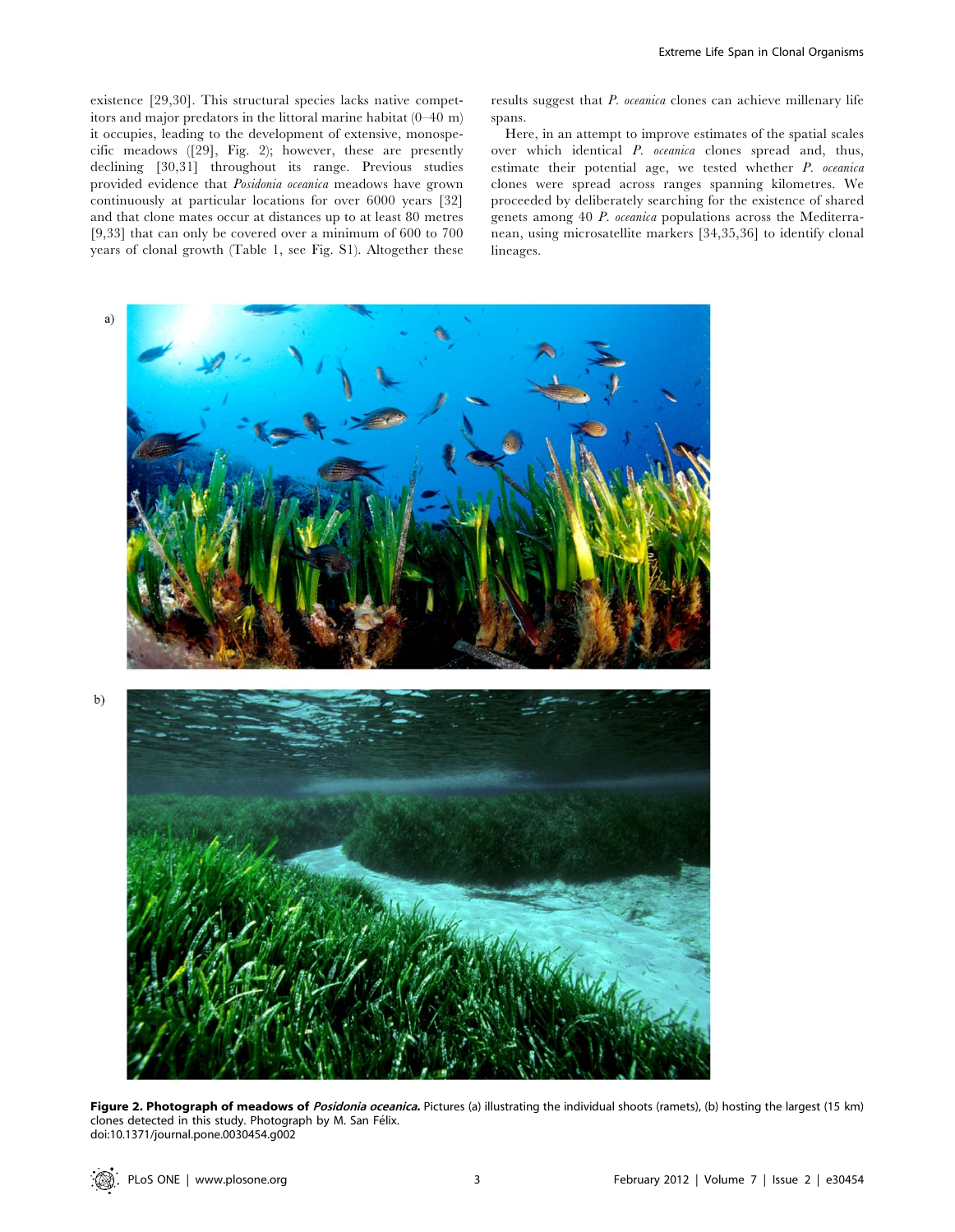existence [29,30]. This structural species lacks native competitors and major predators in the littoral marine habitat (0–40 m) it occupies, leading to the development of extensive, monospecific meadows ([29], Fig. 2); however, these are presently declining [30,31] throughout its range. Previous studies provided evidence that *Posidonia oceanica* meadows have grown continuously at particular locations for over 6000 years [32] and that clone mates occur at distances up to at least 80 metres [9,33] that can only be covered over a minimum of 600 to 700 years of clonal growth (Table 1, see Fig. S1). Altogether these results suggest that *P. oceanica* clones can achieve millenary life spans.

Here, in an attempt to improve estimates of the spatial scales over which identical *P. oceanica* clones spread and, thus, estimate their potential age, we tested whether *P. oceanica* clones were spread across ranges spanning kilometres. We proceeded by deliberately searching for the existence of shared genets among 40 *P. oceanica* populations across the Mediterranean, using microsatellite markers [34,35,36] to identify clonal lineages.

**Figure 2. Photograph of meadows of *Posidonia oceanica*.** Pictures (a) illustrating the individual shoots (ramets), (b) hosting the largest (15 km) clones detected in this study. Photograph by M. San Félix.
doi:10.1371/journal.pone.0030454.g002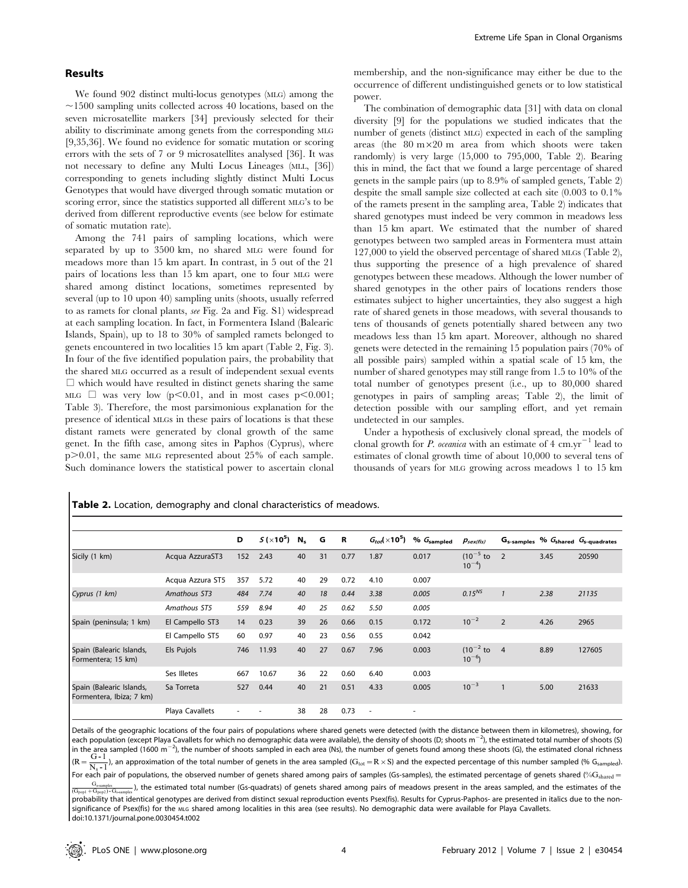## Results

We found 902 distinct multi-locus genotypes (MLG) among the ~1500 sampling units collected across 40 locations, based on the seven microsatellite markers [34] previously selected for their ability to discriminate among genets from the corresponding MLG [9,35,36]. We found no evidence for somatic mutation or scoring errors with the sets of 7 or 9 microsatellites analysed [36]. It was not necessary to define any Multi Locus Lineages (MLL, [36]) corresponding to genets including slightly distinct Multi Locus Genotypes that would have diverged through somatic mutation or scoring error, since the statistics supported all different MLG's to be derived from different reproductive events (see below for estimate of somatic mutation rate).

Among the 741 pairs of sampling locations, which were separated by up to 3500 km, no shared MLG were found for meadows more than 15 km apart. In contrast, in 5 out of the 21 pairs of locations less than 15 km apart, one to four MLG were shared among distinct locations, sometimes represented by several (up to 10 upon 40) sampling units (shoots, usually referred to as ramets for clonal plants, *see* Fig. 2a and Fig. S1) widespread at each sampling location. In fact, in Formentera Island (Balearic Islands, Spain), up to 18 to 30% of sampled ramets belonged to genets encountered in two localities 15 km apart (Table 2, Fig. 3). In four of the five identified population pairs, the probability that the shared MLG occurred as a result of independent sexual events □ which would have resulted in distinct genets sharing the same MLG □ was very low ($p<0.01$, and in most cases $p<0.001$; Table 3). Therefore, the most parsimonious explanation for the presence of identical MLGs in these pairs of locations is that these distant ramets were generated by clonal growth of the same genet. In the fifth case, among sites in Paphos (Cyprus), where $p>0.01$, the same MLG represented about 25% of each sample. Such dominance lowers the statistical power to ascertain clonal membership, and the non-significance may either be due to the occurrence of different undistinguished genets or to low statistical power.

The combination of demographic data [31] with data on clonal diversity [9] for the populations we studied indicates that the number of genets (distinct MLG) expected in each of the sampling areas (the 80 m×20 m area from which shoots were taken randomly) is very large (15,000 to 795,000, Table 2). Bearing this in mind, the fact that we found a large percentage of shared genets in the sample pairs (up to 8.9% of sampled genets, Table 2) despite the small sample size collected at each site (0.003 to 0.1% of the ramets present in the sampling area, Table 2) indicates that shared genotypes must indeed be very common in meadows less than 15 km apart. We estimated that the number of shared genotypes between two sampled areas in Formentera must attain 127,000 to yield the observed percentage of shared MLGs (Table 2), thus supporting the presence of a high prevalence of shared genotypes between these meadows. Although the lower number of shared genotypes in the other pairs of locations renders those estimates subject to higher uncertainties, they also suggest a high rate of shared genets in those meadows, with several thousands to tens of thousands of genets potentially shared between any two meadows less than 15 km apart. Moreover, although no shared genets were detected in the remaining 15 population pairs (70% of all possible pairs) sampled within a spatial scale of 15 km, the number of shared genotypes may still range from 1.5 to 10% of the total number of genotypes present (i.e., up to 80,000 shared genotypes in pairs of sampling areas; Table 2), the limit of detection possible with our sampling effort, and yet remain undetected in our samples.

Under a hypothesis of exclusively clonal spread, the models of clonal growth for *P. oceanica* with an estimate of 4 $cm.yr^{-1}$ lead to estimates of clonal growth time of about 10,000 to several tens of thousands of years for MLG growing across meadows 1 to 15 km

**Table 2.** Location, demography and clonal characteristics of meadows.

| | | D | $S\,(\times10^5)$ | $N_s$ | G | R | $G_{tot}(\times10^5)$ | % $G_{sampled}$ | $p_{sex(fis)}$ | $G_{s\text{-samples}}$ | % $G_{shared}$ | $G_{s\text{-quadrates}}$ |
|---|---|---|---|---|---|---|---|---|---|---|---|---|
| Sicily (1 km) | Acqua AzzuraST3 | 152 | 2.43 | 40 | 31 | 0.77 | 1.87 | 0.017 | ($10^{-5}$ to $10^{-4}$) | 2 | 3.45 | 20590 |
| | Acqua Azzura ST5 | 357 | 5.72 | 40 | 29 | 0.72 | 4.10 | 0.007 | | | | |
| *Cyprus (1 km)* | *Amathous ST3* | *484* | *7.74* | *40* | *18* | *0.44* | *3.38* | *0.005* | $0.15^{NS}$ | *1* | *2.38* | *21135* |
| | *Amathous ST5* | *559* | *8.94* | *40* | *25* | *0.62* | *5.50* | *0.005* | | | | |
| Spain (peninsula; 1 km) | El Campello ST3 | 14 | 0.23 | 39 | 26 | 0.66 | 0.15 | 0.172 | $10^{-2}$ | 2 | 4.26 | 2965 |
| | El Campello ST5 | 60 | 0.97 | 40 | 23 | 0.56 | 0.55 | 0.042 | | | | |
| Spain (Balearic Islands, Formentera; 15 km) | Els Pujols | 746 | 11.93 | 40 | 27 | 0.67 | 7.96 | 0.003 | ($10^{-2}$ to $10^{-6}$) | 4 | 8.89 | 127605 |
| | Ses Illetes | 667 | 10.67 | 36 | 22 | 0.60 | 6.40 | 0.003 | | | | |
| Spain (Balearic Islands, Formentera, Ibiza; 7 km) | Sa Torreta | 527 | 0.44 | 40 | 21 | 0.51 | 4.33 | 0.005 | $10^{-3}$ | 1 | 5.00 | 21633 |
| | Playa Cavallets | - | - | 38 | 28 | 0.73 | - | - | | | | |

Details of the geographic locations of the four pairs of populations where shared genets were detected (with the distance between them in kilometres), showing, for each population (except Playa Cavallets for which no demographic data were available), the density of shoots (D; shoots $m^{-2}$), the estimated total number of shoots (S) in the area sampled (1600 $m^{-2}$), the number of shoots sampled in each area (Ns), the number of genets found among these shoots (G), the estimated clonal richness ($R=\frac{G-1}{N_s-1}$), an approximation of the total number of genets in the area sampled ($G_{tot}=R\times S$) and the expected percentage of this number sampled (% $G_{sampled}$). For each pair of populations, the observed number of genets shared among pairs of samples (Gs-samples), the estimated percentage of genets shared ($\%G_{shared}=\frac{G_{s\text{-samples}}}{(G_{pop1}+G_{pop2})-G_{s\text{-samples}}}$), the estimated total number (Gs-quadrats) of genets shared among pairs of meadows present in the areas sampled, and the estimates of the probability that identical genotypes are derived from distinct sexual reproduction events Psex(fis). Results for Cyprus-Paphos- are presented in italics due to the non-significance of Psex(fis) for the MLG shared among localities in this area (see results). No demographic data were available for Playa Cavallets.
doi:10.1371/journal.pone.0030454.t002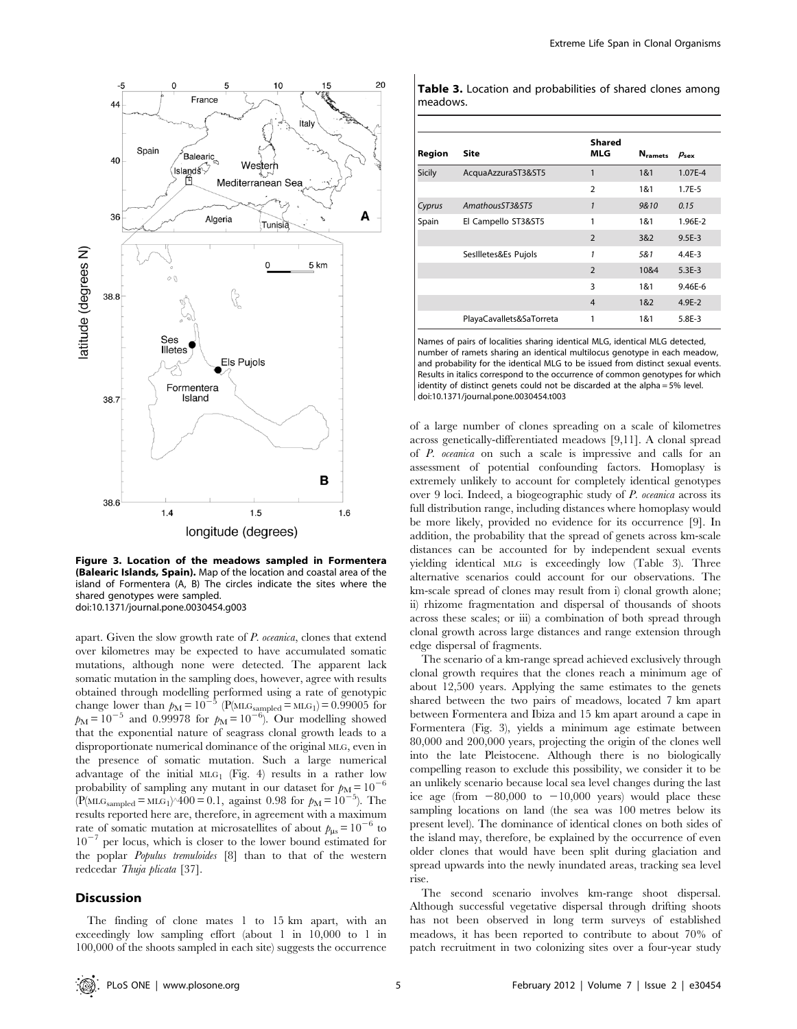**Figure 3. Location of the meadows sampled in Formentera (Balearic Islands, Spain).** Map of the location and coastal area of the island of Formentera (A, B) The circles indicate the sites where the shared genotypes were sampled.
doi:10.1371/journal.pone.0030454.g003

apart. Given the slow growth rate of *P. oceanica*, clones that extend over kilometres may be expected to have accumulated somatic mutations, although none were detected. The apparent lack somatic mutation in the sampling does, however, agree with results obtained through modelling performed using a rate of genotypic change lower than $p_M = 10^{-5}$ ($P(MLG_{sampled} = MLG_1) = 0.99005$ for $p_M = 10^{-5}$ and 0.99978 for $p_M = 10^{-6}$). Our modelling showed that the exponential nature of seagrass clonal growth leads to a disproportionate numerical dominance of the original MLG, even in the presence of somatic mutation. Such a large numerical advantage of the initial $MLG_1$ (Fig. 4) results in a rather low probability of sampling any mutant in our dataset for $p_M = 10^{-6}$ ($P(MLG_{sampled} = MLG_1)$^400 = 0.1, against 0.98 for $p_M = 10^{-5}$). The results reported here are, therefore, in agreement with a maximum rate of somatic mutation at microsatellites of about $p_{\mu s} = 10^{-6}$ to $10^{-7}$ per locus, which is closer to the lower bound estimated for the poplar *Populus tremuloides* [8] than to that of the western redcedar *Thuja plicata* [37].

## Discussion

The finding of clone mates 1 to 15 km apart, with an exceedingly low sampling effort (about 1 in 10,000 to 1 in 100,000 of the shoots sampled in each site) suggests the occurrence of a large number of clones spreading on a scale of kilometres across genetically-differentiated meadows [9,11]. A clonal spread of *P. oceanica* on such a scale is impressive and calls for an assessment of potential confounding factors. Homoplasy is extremely unlikely to account for completely identical genotypes over 9 loci. Indeed, a biogeographic study of *P. oceanica* across its full distribution range, including distances where homoplasy would be more likely, provided no evidence for its occurrence [9]. In addition, the probability that the spread of genets across km-scale distances can be accounted for by independent sexual events yielding identical MLG is exceedingly low (Table 3). Three alternative scenarios could account for our observations. The km-scale spread of clones may result from i) clonal growth alone; ii) rhizome fragmentation and dispersal of thousands of shoots across these scales; or iii) a combination of both spread through clonal growth across large distances and range extension through edge dispersal of fragments.

**Table 3.** Location and probabilities of shared clones among meadows.

| Region | Site | Shared MLG | $N_{ramets}$ | $p_{sex}$ |
|---|---|---|---|---|
| Sicily | AcquaAzzuraST3&ST5 | 1 | 1&1 | 1.07E-4 |
| | | 2 | 1&1 | 1.7E-5 |
| *Cyprus* | *AmathousST3&ST5* | *1* | *9&10* | *0.15* |
| Spain | El Campello ST3&ST5 | 1 | 1&1 | 1.96E-2 |
| | | 2 | 3&2 | 9.5E-3 |
| | SesIlletes&Es Pujols | *1* | *5&1* | 4.4E-3 |
| | | 2 | 10&4 | 5.3E-3 |
| | | 3 | 1&1 | 9.46E-6 |
| | | 4 | 1&2 | 4.9E-2 |
| | PlayaCavallets&SaTorreta | 1 | 1&1 | 5.8E-3 |

Names of pairs of localities sharing identical MLG, identical MLG detected, number of ramets sharing an identical multilocus genotype in each meadow, and probability for the identical MLG to be issued from distinct sexual events. Results in italics correspond to the occurrence of common genotypes for which identity of distinct genets could not be discarded at the alpha = 5% level.
doi:10.1371/journal.pone.0030454.t003

The scenario of a km-range spread achieved exclusively through clonal growth requires that the clones reach a minimum age of about 12,500 years. Applying the same estimates to the genets shared between the two pairs of meadows, located 7 km apart between Formentera and Ibiza and 15 km apart around a cape in Formentera (Fig. 3), yields a minimum age estimate between 80,000 and 200,000 years, projecting the origin of the clones well into the late Pleistocene. Although there is no biologically compelling reason to exclude this possibility, we consider it to be an unlikely scenario because local sea level changes during the last ice age (from −80,000 to −10,000 years) would place these sampling locations on land (the sea was 100 metres below its present level). The dominance of identical clones on both sides of the island may, therefore, be explained by the occurrence of even older clones that would have been split during glaciation and spread upwards into the newly inundated areas, tracking sea level rise.

The second scenario involves km-range shoot dispersal. Although successful vegetative dispersal through drifting shoots has not been observed in long term surveys of established meadows, it has been reported to contribute to about 70% of patch recruitment in two colonizing sites over a four-year study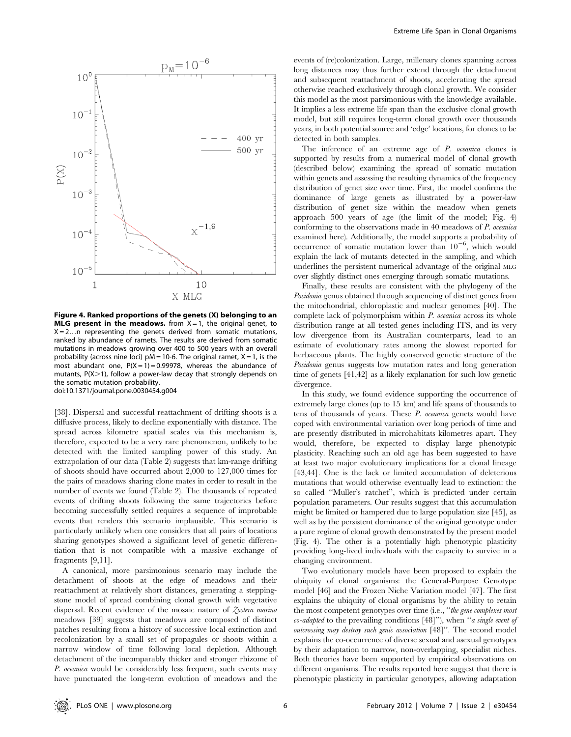$p_M=10^{-6}$

$10^0$

$10^{-1}$

$10^{-2}$

$10^{-3}$

$10^{-4}$

$10^{-5}$

P(X)

400 yr

500 yr

$X^{-1,9}$

1

10

X MLG

**Figure 4. Ranked proportions of the genets (X) belonging to an MLG present in the meadows.** from X = 1, the original genet, to X = 2…n representing the genets derived from somatic mutations, ranked by abundance of ramets. The results are derived from somatic mutations in meadows growing over 400 to 500 years with an overall probability (across nine loci) pM = 10-6. The original ramet, X = 1, is the most abundant one, P(X = 1) = 0.99978, whereas the abundance of mutants, P(X>1), follow a power-law decay that strongly depends on the somatic mutation probability.
doi:10.1371/journal.pone.0030454.g004

[38]. Dispersal and successful reattachment of drifting shoots is a diffusive process, likely to decline exponentially with distance. The spread across kilometre spatial scales via this mechanism is, therefore, expected to be a very rare phenomenon, unlikely to be detected with the limited sampling power of this study. An extrapolation of our data (Table 2) suggests that km-range drifting of shoots should have occurred about 2,000 to 127,000 times for the pairs of meadows sharing clone mates in order to result in the number of events we found (Table 2). The thousands of repeated events of drifting shoots following the same trajectories before becoming successfully settled requires a sequence of improbable events that renders this scenario implausible. This scenario is particularly unlikely when one considers that all pairs of locations sharing genotypes showed a significant level of genetic differentiation that is not compatible with a massive exchange of fragments [9,11].

A canonical, more parsimonious scenario may include the detachment of shoots at the edge of meadows and their reattachment at relatively short distances, generating a stepping-stone model of spread combining clonal growth with vegetative dispersal. Recent evidence of the mosaic nature of *Zostera marina* meadows [39] suggests that meadows are composed of distinct patches resulting from a history of successive local extinction and recolonization by a small set of propagules or shoots within a narrow window of time following local depletion. Although detachment of the incomparably thicker and stronger rhizome of *P. oceanica* would be considerably less frequent, such events may have punctuated the long-term evolution of meadows and the events of (re)colonization. Large, millenary clones spanning across long distances may thus further extend through the detachment and subsequent reattachment of shoots, accelerating the spread otherwise reached exclusively through clonal growth. We consider this model as the most parsimonious with the knowledge available. It implies a less extreme life span than the exclusive clonal growth model, but still requires long-term clonal growth over thousands years, in both potential source and 'edge' locations, for clones to be detected in both samples.

The inference of an extreme age of *P. oceanica* clones is supported by results from a numerical model of clonal growth (described below) examining the spread of somatic mutation within genets and assessing the resulting dynamics of the frequency distribution of genet size over time. First, the model confirms the dominance of large genets as illustrated by a power-law distribution of genet size within the meadow when genets approach 500 years of age (the limit of the model; Fig. 4) conforming to the observations made in 40 meadows of *P. oceanica* examined here). Additionally, the model supports a probability of occurrence of somatic mutation lower than $10^{-6}$, which would explain the lack of mutants detected in the sampling, and which underlines the persistent numerical advantage of the original MLG over slightly distinct ones emerging through somatic mutations.

Finally, these results are consistent with the phylogeny of the *Posidonia* genus obtained through sequencing of distinct genes from the mitochondrial, chloroplastic and nuclear genomes [40]. The complete lack of polymorphism within *P. oceanica* across its whole distribution range at all tested genes including ITS, and its very low divergence from its Australian counterparts, lead to an estimate of evolutionary rates among the slowest reported for herbaceous plants. The highly conserved genetic structure of the *Posidonia* genus suggests low mutation rates and long generation time of genets [41,42] as a likely explanation for such low genetic divergence.

In this study, we found evidence supporting the occurrence of extremely large clones (up to 15 km) and life spans of thousands to tens of thousands of years. These *P. oceanica* genets would have coped with environmental variation over long periods of time and are presently distributed in microhabitats kilometres apart. They would, therefore, be expected to display large phenotypic plasticity. Reaching such an old age has been suggested to have at least two major evolutionary implications for a clonal lineage [43,44]. One is the lack or limited accumulation of deleterious mutations that would otherwise eventually lead to extinction: the so called "Muller's ratchet", which is predicted under certain population parameters. Our results suggest that this accumulation might be limited or hampered due to large population size [45], as well as by the persistent dominance of the original genotype under a pure regime of clonal growth demonstrated by the present model (Fig. 4). The other is a potentially high phenotypic plasticity providing long-lived individuals with the capacity to survive in a changing environment.

Two evolutionary models have been proposed to explain the ubiquity of clonal organisms: the General-Purpose Genotype model [46] and the Frozen Niche Variation model [47]. The first explains the ubiquity of clonal organisms by the ability to retain the most competent genotypes over time (i.e., "*the gene complexes most co-adapted* to the prevailing conditions [48]"), when "*a single event of outcrossing may destroy such genic association* [48]". The second model explains the co-occurrence of diverse sexual and asexual genotypes by their adaptation to narrow, non-overlapping, specialist niches. Both theories have been supported by empirical observations on different organisms. The results reported here suggest that there is phenotypic plasticity in particular genotypes, allowing adaptation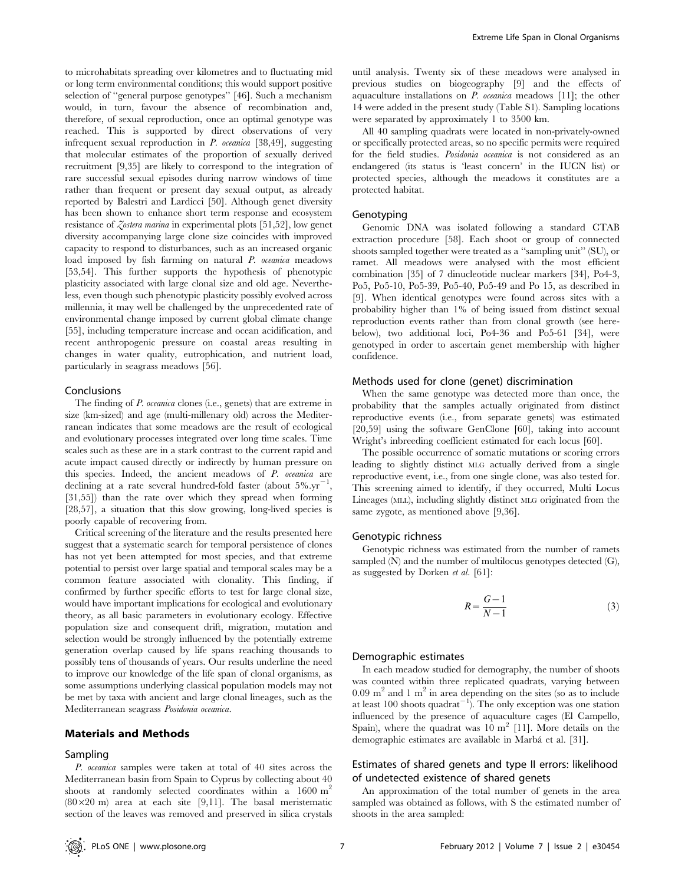to microhabitats spreading over kilometres and to fluctuating mid or long term environmental conditions; this would support positive selection of "general purpose genotypes" [46]. Such a mechanism would, in turn, favour the absence of recombination and, therefore, of sexual reproduction, once an optimal genotype was reached. This is supported by direct observations of very infrequent sexual reproduction in *P. oceanica* [38,49], suggesting that molecular estimates of the proportion of sexually derived recruitment [9,35] are likely to correspond to the integration of rare successful sexual episodes during narrow windows of time rather than frequent or present day sexual output, as already reported by Balestri and Lardicci [50]. Although genet diversity has been shown to enhance short term response and ecosystem resistance of *Zostera marina* in experimental plots [51,52], low genet diversity accompanying large clone size coincides with improved capacity to respond to disturbances, such as an increased organic load imposed by fish farming on natural *P. oceanica* meadows [53,54]. This further supports the hypothesis of phenotypic plasticity associated with large clonal size and old age. Nevertheless, even though such phenotypic plasticity possibly evolved across millennia, it may well be challenged by the unprecedented rate of environmental change imposed by current global climate change [55], including temperature increase and ocean acidification, and recent anthropogenic pressure on coastal areas resulting in changes in water quality, eutrophication, and nutrient load, particularly in seagrass meadows [56].

## Conclusions

The finding of *P. oceanica* clones (i.e., genets) that are extreme in size (km-sized) and age (multi-millenary old) across the Mediterranean indicates that some meadows are the result of ecological and evolutionary processes integrated over long time scales. Time scales such as these are in a stark contrast to the current rapid and acute impact caused directly or indirectly by human pressure on this species. Indeed, the ancient meadows of *P. oceanica* are declining at a rate several hundred-fold faster (about $5\%.\mathrm{yr}^{-1}$, [31,55]) than the rate over which they spread when forming [28,57], a situation that this slow growing, long-lived species is poorly capable of recovering from.

Critical screening of the literature and the results presented here suggest that a systematic search for temporal persistence of clones has not yet been attempted for most species, and that extreme potential to persist over large spatial and temporal scales may be a common feature associated with clonality. This finding, if confirmed by further specific efforts to test for large clonal size, would have important implications for ecological and evolutionary theory, as all basic parameters in evolutionary ecology. Effective population size and consequent drift, migration, mutation and selection would be strongly influenced by the potentially extreme generation overlap caused by life spans reaching thousands to possibly tens of thousands of years. Our results underline the need to improve our knowledge of the life span of clonal organisms, as some assumptions underlying classical population models may not be met by taxa with ancient and large clonal lineages, such as the Mediterranean seagrass *Posidonia oceanica*.

## Materials and Methods

### Sampling

*P. oceanica* samples were taken at total of 40 sites across the Mediterranean basin from Spain to Cyprus by collecting about 40 shoots at randomly selected coordinates within a 1600 $\mathrm{m}^2$ ($80\times20$ m) area at each site [9,11]. The basal meristematic section of the leaves was removed and preserved in silica crystals until analysis. Twenty six of these meadows were analysed in previous studies on biogeography [9] and the effects of aquaculture installations on *P. oceanica* meadows [11]; the other 14 were added in the present study (Table S1). Sampling locations were separated by approximately 1 to 3500 km.

All 40 sampling quadrats were located in non-privately-owned or specifically protected areas, so no specific permits were required for the field studies. *Posidonia oceanica* is not considered as an endangered (its status is 'least concern' in the IUCN list) or protected species, although the meadows it constitutes are a protected habitat.

### Genotyping

Genomic DNA was isolated following a standard CTAB extraction procedure [58]. Each shoot or group of connected shoots sampled together were treated as a "sampling unit" (SU), or ramet. All meadows were analysed with the most efficient combination [35] of 7 dinucleotide nuclear markers [34], Po4-3, Po5, Po5-10, Po5-39, Po5-40, Po5-49 and Po 15, as described in [9]. When identical genotypes were found across sites with a probability higher than 1% of being issued from distinct sexual reproduction events rather than from clonal growth (see here-below), two additional loci, Po4-36 and Po5-61 [34], were genotyped in order to ascertain genet membership with higher confidence.

### Methods used for clone (genet) discrimination

When the same genotype was detected more than once, the probability that the samples actually originated from distinct reproductive events (i.e., from separate genets) was estimated [20,59] using the software GenClone [60], taking into account Wright's inbreeding coefficient estimated for each locus [60].

The possible occurrence of somatic mutations or scoring errors leading to slightly distinct MLG actually derived from a single reproductive event, i.e., from one single clone, was also tested for. This screening aimed to identify, if they occurred, Multi Locus Lineages (MLL), including slightly distinct MLG originated from the same zygote, as mentioned above [9,36].

### Genotypic richness

Genotypic richness was estimated from the number of ramets sampled (N) and the number of multilocus genotypes detected (G), as suggested by Dorken *et al.* [61]:

$$R=\frac{G-1}{N-1} \tag{3}$$

### Demographic estimates

In each meadow studied for demography, the number of shoots was counted within three replicated quadrats, varying between 0.09 $\mathrm{m}^2$ and 1 $\mathrm{m}^2$ in area depending on the sites (so as to include at least 100 shoots $\mathrm{quadrat}^{-1}$). The only exception was one station influenced by the presence of aquaculture cages (El Campello, Spain), where the quadrat was 10 $\mathrm{m}^2$ [11]. More details on the demographic estimates are available in Marbá et al. [31].

### Estimates of shared genets and type II errors: likelihood of undetected existence of shared genets

An approximation of the total number of genets in the area sampled was obtained as follows, with S the estimated number of shoots in the area sampled: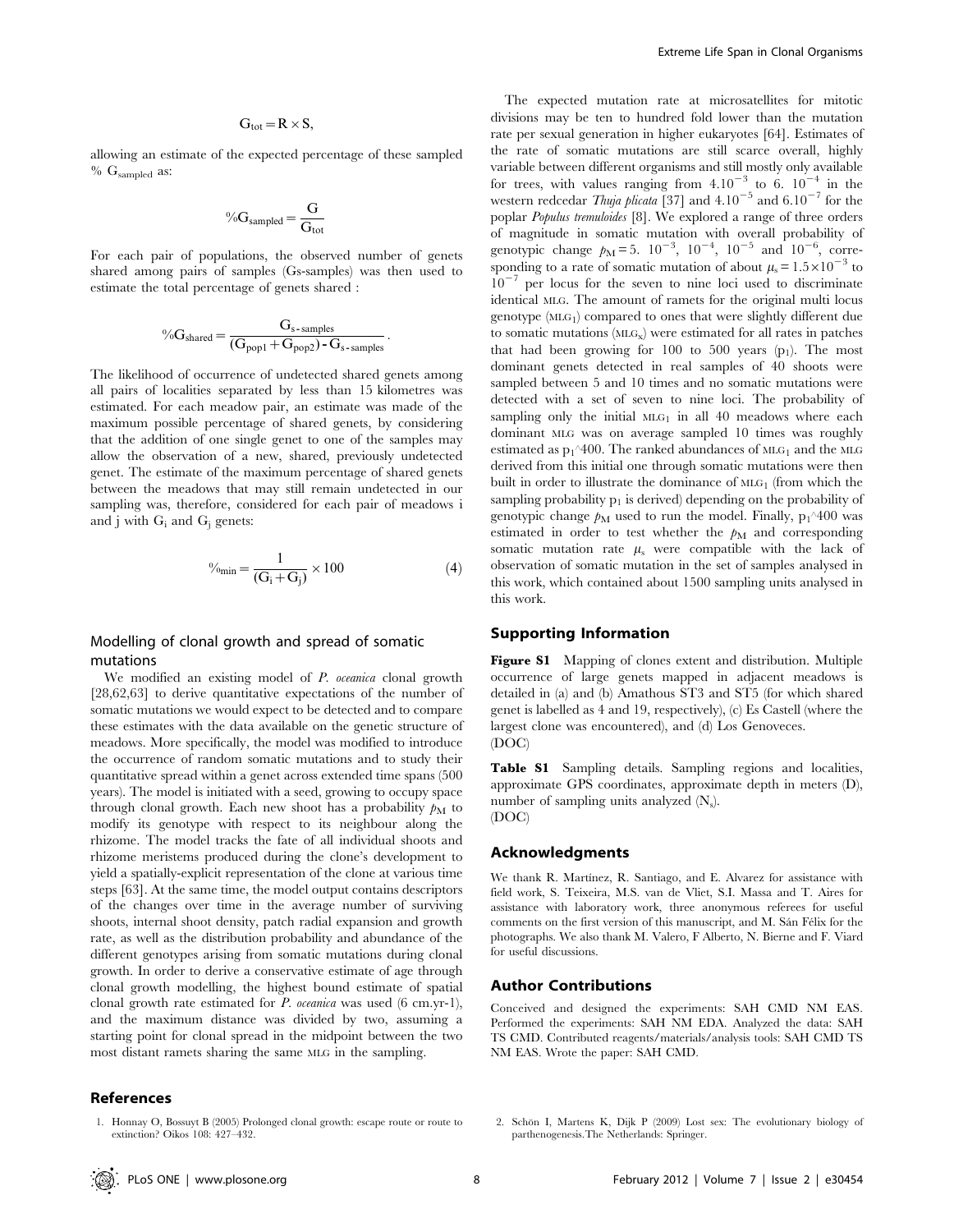$$G_{tot} = R \times S,$$

allowing an estimate of the expected percentage of these sampled % $G_{sampled}$ as:

$$\%G_{sampled} = \frac{G}{G_{tot}}$$

For each pair of populations, the observed number of genets shared among pairs of samples (Gs-samples) was then used to estimate the total percentage of genets shared :

$$\%G_{shared} = \frac{G_{s\text{-}samples}}{(G_{pop1} + G_{pop2}) - G_{s\text{-}samples}}.$$

The likelihood of occurrence of undetected shared genets among all pairs of localities separated by less than 15 kilometres was estimated. For each meadow pair, an estimate was made of the maximum possible percentage of shared genets, by considering that the addition of one single genet to one of the samples may allow the observation of a new, shared, previously undetected genet. The estimate of the maximum percentage of shared genets between the meadows that may still remain undetected in our sampling was, therefore, considered for each pair of meadows i and j with $G_i$ and $G_j$ genets:

$$\%_{min} = \frac{1}{(G_i + G_j)} \times 100 \qquad (4)$$

## Modelling of clonal growth and spread of somatic mutations

We modified an existing model of *P. oceanica* clonal growth [28,62,63] to derive quantitative expectations of the number of somatic mutations we would expect to be detected and to compare these estimates with the data available on the genetic structure of meadows. More specifically, the model was modified to introduce the occurrence of random somatic mutations and to study their quantitative spread within a genet across extended time spans (500 years). The model is initiated with a seed, growing to occupy space through clonal growth. Each new shoot has a probability $p_M$ to modify its genotype with respect to its neighbour along the rhizome. The model tracks the fate of all individual shoots and rhizome meristems produced during the clone's development to yield a spatially-explicit representation of the clone at various time steps [63]. At the same time, the model output contains descriptors of the changes over time in the average number of surviving shoots, internal shoot density, patch radial expansion and growth rate, as well as the distribution probability and abundance of the different genotypes arising from somatic mutations during clonal growth. In order to derive a conservative estimate of age through clonal growth modelling, the highest bound estimate of spatial clonal growth rate estimated for *P. oceanica* was used (6 cm.yr-1), and the maximum distance was divided by two, assuming a starting point for clonal spread in the midpoint between the two most distant ramets sharing the same MLG in the sampling.

The expected mutation rate at microsatellites for mitotic divisions may be ten to hundred fold lower than the mutation rate per sexual generation in higher eukaryotes [64]. Estimates of the rate of somatic mutations are still scarce overall, highly variable between different organisms and still mostly only available for trees, with values ranging from $4.10^{-3}$ to $6.\ 10^{-4}$ in the western redcedar *Thuja plicata* [37] and $4.10^{-5}$ and $6.10^{-7}$ for the poplar *Populus tremuloides* [8]. We explored a range of three orders of magnitude in somatic mutation with overall probability of genotypic change $p_M = 5.\ 10^{-3}$, $10^{-4}$, $10^{-5}$ and $10^{-6}$, corresponding to a rate of somatic mutation of about $\mu_s = 1.5 \times 10^{-3}$ to $10^{-7}$ per locus for the seven to nine loci used to discriminate identical MLG. The amount of ramets for the original multi locus genotype ($MLG_1$) compared to ones that were slightly different due to somatic mutations ($MLG_x$) were estimated for all rates in patches that had been growing for 100 to 500 years ($p_1$). The most dominant genets detected in real samples of 40 shoots were sampled between 5 and 10 times and no somatic mutations were detected with a set of seven to nine loci. The probability of sampling only the initial $MLG_1$ in all 40 meadows where each dominant MLG was on average sampled 10 times was roughly estimated as $p_1$^400. The ranked abundances of $MLG_1$ and the MLG derived from this initial one through somatic mutations were then built in order to illustrate the dominance of $MLG_1$ (from which the sampling probability $p_1$ is derived) depending on the probability of genotypic change $p_M$ used to run the model. Finally, $p_1$^400 was estimated in order to test whether the $p_M$ and corresponding somatic mutation rate $\mu_s$ were compatible with the lack of observation of somatic mutation in the set of samples analysed in this work, which contained about 1500 sampling units analysed in this work.

## Supporting Information

**Figure S1** Mapping of clones extent and distribution. Multiple occurrence of large genets mapped in adjacent meadows is detailed in (a) and (b) Amathous ST3 and ST5 (for which shared genet is labelled as 4 and 19, respectively), (c) Es Castell (where the largest clone was encountered), and (d) Los Genoveces.
(DOC)

**Table S1** Sampling details. Sampling regions and localities, approximate GPS coordinates, approximate depth in meters (D), number of sampling units analyzed ($N_s$).
(DOC)

## Acknowledgments

We thank R. Martínez, R. Santiago, and E. Alvarez for assistance with field work, S. Teixeira, M.S. van de Vliet, S.I. Massa and T. Aires for assistance with laboratory work, three anonymous referees for useful comments on the first version of this manuscript, and M. Sán Félix for the photographs. We also thank M. Valero, F Alberto, N. Bierne and F. Viard for useful discussions.

## Author Contributions

Conceived and designed the experiments: SAH CMD NM EAS. Performed the experiments: SAH NM EDA. Analyzed the data: SAH TS CMD. Contributed reagents/materials/analysis tools: SAH CMD TS NM EAS. Wrote the paper: SAH CMD.

## References

1. Honnay O, Bossuyt B (2005) Prolonged clonal growth: escape route or route to extinction? Oikos 108: 427–432.
2. Schön I, Martens K, Dijk P (2009) Lost sex: The evolutionary biology of parthenogenesis.The Netherlands: Springer.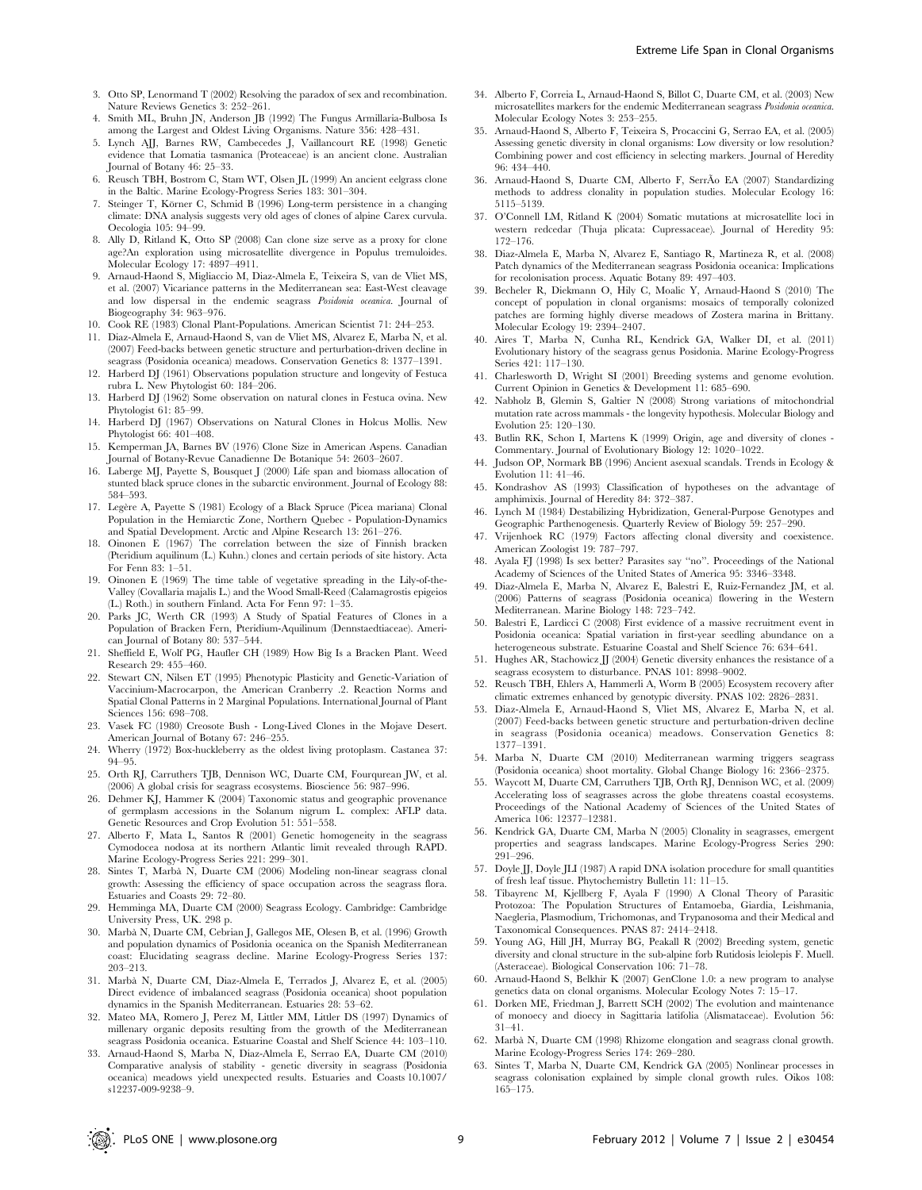3. Otto SP, Lenormand T (2002) Resolving the paradox of sex and recombination. Nature Reviews Genetics 3: 252–261.
4. Smith ML, Bruhn JN, Anderson JB (1992) The Fungus Armillaria-Bulbosa Is among the Largest and Oldest Living Organisms. Nature 356: 428–431.
5. Lynch AJJ, Barnes RW, Cambecedes J, Vaillancourt RE (1998) Genetic evidence that Lomatia tasmanica (Proteaceae) is an ancient clone. Australian Journal of Botany 46: 25–33.
6. Reusch TBH, Bostrom C, Stam WT, Olsen JL (1999) An ancient eelgrass clone in the Baltic. Marine Ecology-Progress Series 183: 301–304.
7. Steinger T, Körner C, Schmid B (1996) Long-term persistence in a changing climate: DNA analysis suggests very old ages of clones of alpine Carex curvula. Oecologia 105: 94–99.
8. Ally D, Ritland K, Otto SP (2008) Can clone size serve as a proxy for clone age?An exploration using microsatellite divergence in Populus tremuloides. Molecular Ecology 17: 4897–4911.
9. Arnaud-Haond S, Migliaccio M, Diaz-Almela E, Teixeira S, van de Vliet MS, et al. (2007) Vicariance patterns in the Mediterranean sea: East-West cleavage and low dispersal in the endemic seagrass *Posidonia oceanica*. Journal of Biogeography 34: 963–976.
10. Cook RE (1983) Clonal Plant-Populations. American Scientist 71: 244–253.
11. Diaz-Almela E, Arnaud-Haond S, van de Vliet MS, Alvarez E, Marba N, et al. (2007) Feed-backs between genetic structure and perturbation-driven decline in seagrass (Posidonia oceanica) meadows. Conservation Genetics 8: 1377–1391.
12. Harberd DJ (1961) Observations population structure and longevity of Festuca rubra L. New Phytologist 60: 184–206.
13. Harberd DJ (1962) Some observation on natural clones in Festuca ovina. New Phytologist 61: 85–99.
14. Harberd DJ (1967) Observations on Natural Clones in Holcus Mollis. New Phytologist 66: 401–408.
15. Kemperman JA, Barnes BV (1976) Clone Size in American Aspens. Canadian Journal of Botany-Revue Canadienne De Botanique 54: 2603–2607.
16. Laberge MJ, Payette S, Bousquet J (2000) Life span and biomass allocation of stunted black spruce clones in the subarctic environment. Journal of Ecology 88: 584–593.
17. Legère A, Payette S (1981) Ecology of a Black Spruce (Picea mariana) Clonal Population in the Hemiarctic Zone, Northern Quebec - Population-Dynamics and Spatial Development. Arctic and Alpine Research 13: 261–276.
18. Oinonen E (1967) The correlation between the size of Finnish bracken (Pteridium aquilinum (L.) Kuhn.) clones and certain periods of site history. Acta For Fenn 83: 1–51.
19. Oinonen E (1969) The time table of vegetative spreading in the Lily-of-the-Valley (Covallaria majalis L.) and the Wood Small-Reed (Calamagrostis epigeios (L.) Roth.) in southern Finland. Acta For Fenn 97: 1–35.
20. Parks JC, Werth CR (1993) A Study of Spatial Features of Clones in a Population of Bracken Fern, Pteridium-Aquilinum (Dennstaedtiaceae). American Journal of Botany 80: 537–544.
21. Sheffield E, Wolf PG, Haufler CH (1989) How Big Is a Bracken Plant. Weed Research 29: 455–460.
22. Stewart CN, Nilsen ET (1995) Phenotypic Plasticity and Genetic-Variation of Vaccinium-Macrocarpon, the American Cranberry .2. Reaction Norms and Spatial Clonal Patterns in 2 Marginal Populations. International Journal of Plant Sciences 156: 698–708.
23. Vasek FC (1980) Creosote Bush - Long-Lived Clones in the Mojave Desert. American Journal of Botany 67: 246–255.
24. Wherry (1972) Box-huckleberry as the oldest living protoplasm. Castanea 37: 94–95.
25. Orth RJ, Carruthers TJB, Dennison WC, Duarte CM, Fourqurean JW, et al. (2006) A global crisis for seagrass ecosystems. Bioscience 56: 987–996.
26. Dehmer KJ, Hammer K (2004) Taxonomic status and geographic provenance of germplasm accessions in the Solanum nigrum L. complex: AFLP data. Genetic Resources and Crop Evolution 51: 551–558.
27. Alberto F, Mata L, Santos R (2001) Genetic homogeneity in the seagrass Cymodocea nodosa at its northern Atlantic limit revealed through RAPD. Marine Ecology-Progress Series 221: 299–301.
28. Sintes T, Marbà N, Duarte CM (2006) Modeling non-linear seagrass clonal growth: Assessing the efficiency of space occupation across the seagrass flora. Estuaries and Coasts 29: 72–80.
29. Hemminga MA, Duarte CM (2000) Seagrass Ecology. Cambridge: Cambridge University Press, UK. 298 p.
30. Marbà N, Duarte CM, Cebrian J, Gallegos ME, Olesen B, et al. (1996) Growth and population dynamics of Posidonia oceanica on the Spanish Mediterranean coast: Elucidating seagrass decline. Marine Ecology-Progress Series 137: 203–213.
31. Marbà N, Duarte CM, Diaz-Almela E, Terrados J, Alvarez E, et al. (2005) Direct evidence of imbalanced seagrass (Posidonia oceanica) shoot population dynamics in the Spanish Mediterranean. Estuaries 28: 53–62.
32. Mateo MA, Romero J, Perez M, Littler MM, Littler DS (1997) Dynamics of millenary organic deposits resulting from the growth of the Mediterranean seagrass Posidonia oceanica. Estuarine Coastal and Shelf Science 44: 103–110.
33. Arnaud-Haond S, Marba N, Diaz-Almela E, Serrao EA, Duarte CM (2010) Comparative analysis of stability - genetic diversity in seagrass (Posidonia oceanica) meadows yield unexpected results. Estuaries and Coasts 10.1007/s12237-009-9238-9.
34. Alberto F, Correia L, Arnaud-Haond S, Billot C, Duarte CM, et al. (2003) New microsatellites markers for the endemic Mediterranean seagrass *Posidonia oceanica*. Molecular Ecology Notes 3: 253–255.
35. Arnaud-Haond S, Alberto F, Teixeira S, Procaccini G, Serrao EA, et al. (2005) Assessing genetic diversity in clonal organisms: Low diversity or low resolution? Combining power and cost efficiency in selecting markers. Journal of Heredity 96: 434–440.
36. Arnaud-Haond S, Duarte CM, Alberto F, SerrÃo EA (2007) Standardizing methods to address clonality in population studies. Molecular Ecology 16: 5115–5139.
37. O'Connell LM, Ritland K (2004) Somatic mutations at microsatellite loci in western redcedar (Thuja plicata: Cupressaceae). Journal of Heredity 95: 172–176.
38. Diaz-Almela E, Marba N, Alvarez E, Santiago R, Martineza R, et al. (2008) Patch dynamics of the Mediterranean seagrass Posidonia oceanica: Implications for recolonisation process. Aquatic Botany 89: 497–403.
39. Becheler R, Diekmann O, Hily C, Moalic Y, Arnaud-Haond S (2010) The concept of population in clonal organisms: mosaics of temporally colonized patches are forming highly diverse meadows of Zostera marina in Brittany. Molecular Ecology 19: 2394–2407.
40. Aires T, Marba N, Cunha RL, Kendrick GA, Walker DI, et al. (2011) Evolutionary history of the seagrass genus Posidonia. Marine Ecology-Progress Series 421: 117–130.
41. Charlesworth D, Wright SI (2001) Breeding systems and genome evolution. Current Opinion in Genetics & Development 11: 685–690.
42. Nabholz B, Glemin S, Galtier N (2008) Strong variations of mitochondrial mutation rate across mammals - the longevity hypothesis. Molecular Biology and Evolution 25: 120–130.
43. Butlin RK, Schon I, Martens K (1999) Origin, age and diversity of clones - Commentary. Journal of Evolutionary Biology 12: 1020–1022.
44. Judson OP, Normark BB (1996) Ancient asexual scandals. Trends in Ecology & Evolution 11: 41–46.
45. Kondrashov AS (1993) Classification of hypotheses on the advantage of amphimixis. Journal of Heredity 84: 372–387.
46. Lynch M (1984) Destabilizing Hybridization, General-Purpose Genotypes and Geographic Parthenogenesis. Quarterly Review of Biology 59: 257–290.
47. Vrijenhoek RC (1979) Factors affecting clonal diversity and coexistence. American Zoologist 19: 787–797.
48. Ayala FJ (1998) Is sex better? Parasites say "no". Proceedings of the National Academy of Sciences of the United States of America 95: 3346–3348.
49. Diaz-Almela E, Marba N, Alvarez E, Balestri E, Ruiz-Fernandez JM, et al. (2006) Patterns of seagrass (Posidonia oceanica) flowering in the Western Mediterranean. Marine Biology 148: 723–742.
50. Balestri E, Lardicci C (2008) First evidence of a massive recruitment event in Posidonia oceanica: Spatial variation in first-year seedling abundance on a heterogeneous substrate. Estuarine Coastal and Shelf Science 76: 634–641.
51. Hughes AR, Stachowicz JJ (2004) Genetic diversity enhances the resistance of a seagrass ecosystem to disturbance. PNAS 101: 8998–9002.
52. Reusch TBH, Ehlers A, Hammerli A, Worm B (2005) Ecosystem recovery after climatic extremes enhanced by genotypic diversity. PNAS 102: 2826–2831.
53. Diaz-Almela E, Arnaud-Haond S, Vliet MS, Alvarez E, Marba N, et al. (2007) Feed-backs between genetic structure and perturbation-driven decline in seagrass (Posidonia oceanica) meadows. Conservation Genetics 8: 1377–1391.
54. Marba N, Duarte CM (2010) Mediterranean warming triggers seagrass (Posidonia oceanica) shoot mortality. Global Change Biology 16: 2366–2375.
55. Waycott M, Duarte CM, Carruthers TJB, Orth RJ, Dennison WC, et al. (2009) Accelerating loss of seagrasses across the globe threatens coastal ecosystems. Proceedings of the National Academy of Sciences of the United States of America 106: 12377–12381.
56. Kendrick GA, Duarte CM, Marba N (2005) Clonality in seagrasses, emergent properties and seagrass landscapes. Marine Ecology-Progress Series 290: 291–296.
57. Doyle JJ, Doyle JLI (1987) A rapid DNA isolation procedure for small quantities of fresh leaf tissue. Phytochemistry Bulletin 11: 11–15.
58. Tibayrenc M, Kjellberg F, Ayala F (1990) A Clonal Theory of Parasitic Protozoa: The Population Structures of Entamoeba, Giardia, Leishmania, Naegleria, Plasmodium, Trichomonas, and Trypanosoma and their Medical and Taxonomical Consequences. PNAS 87: 2414–2418.
59. Young AG, Hill JH, Murray BG, Peakall R (2002) Breeding system, genetic diversity and clonal structure in the sub-alpine forb Rutidosis leiolepis F. Muell. (Asteraceae). Biological Conservation 106: 71–78.
60. Arnaud-Haond S, Belkhir K (2007) GenClone 1.0: a new program to analyse genetics data on clonal organisms. Molecular Ecology Notes 7: 15–17.
61. Dorken ME, Friedman J, Barrett SCH (2002) The evolution and maintenance of monoecy and dioecy in Sagittaria latifolia (Alismataceae). Evolution 56: 31–41.
62. Marbà N, Duarte CM (1998) Rhizome elongation and seagrass clonal growth. Marine Ecology-Progress Series 174: 269–280.
63. Sintes T, Marba N, Duarte CM, Kendrick GA (2005) Nonlinear processes in seagrass colonisation explained by simple clonal growth rules. Oikos 108: 165–175.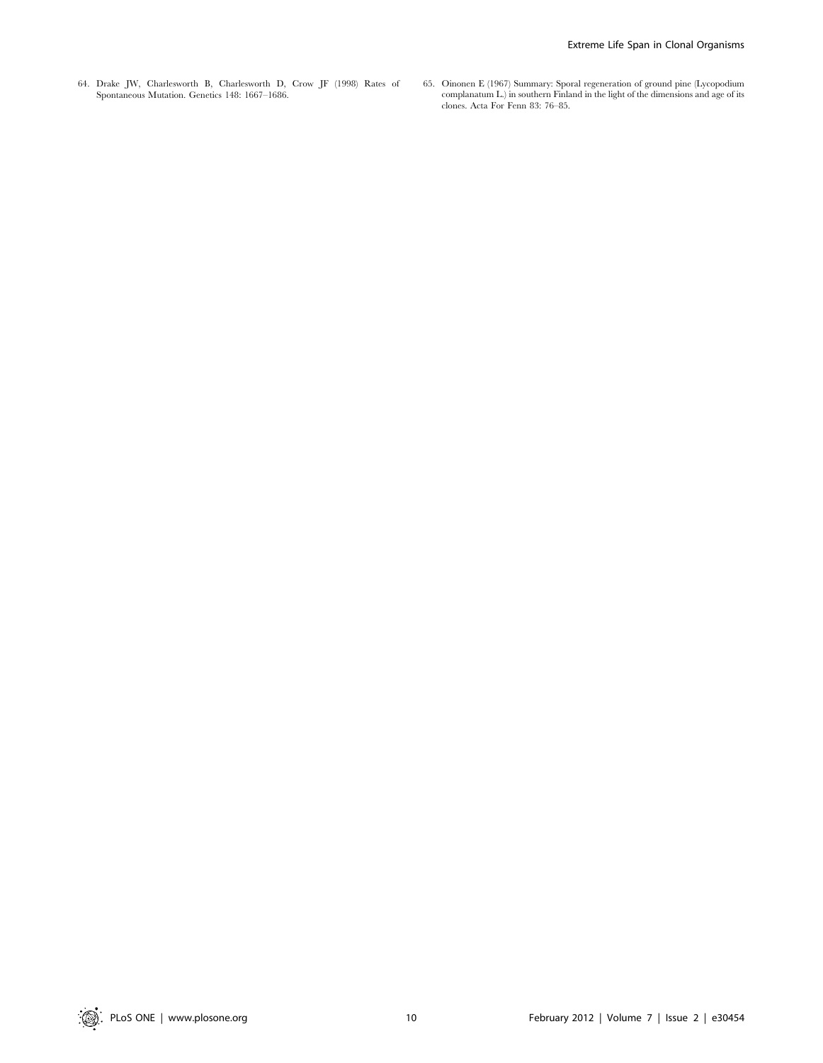64. Drake JW, Charlesworth B, Charlesworth D, Crow JF (1998) Rates of Spontaneous Mutation. Genetics 148: 1667–1686.

65. Oinonen E (1967) Summary: Sporal regeneration of ground pine (Lycopodium complanatum L.) in southern Finland in the light of the dimensions and age of its clones. Acta For Fenn 83: 76–85.